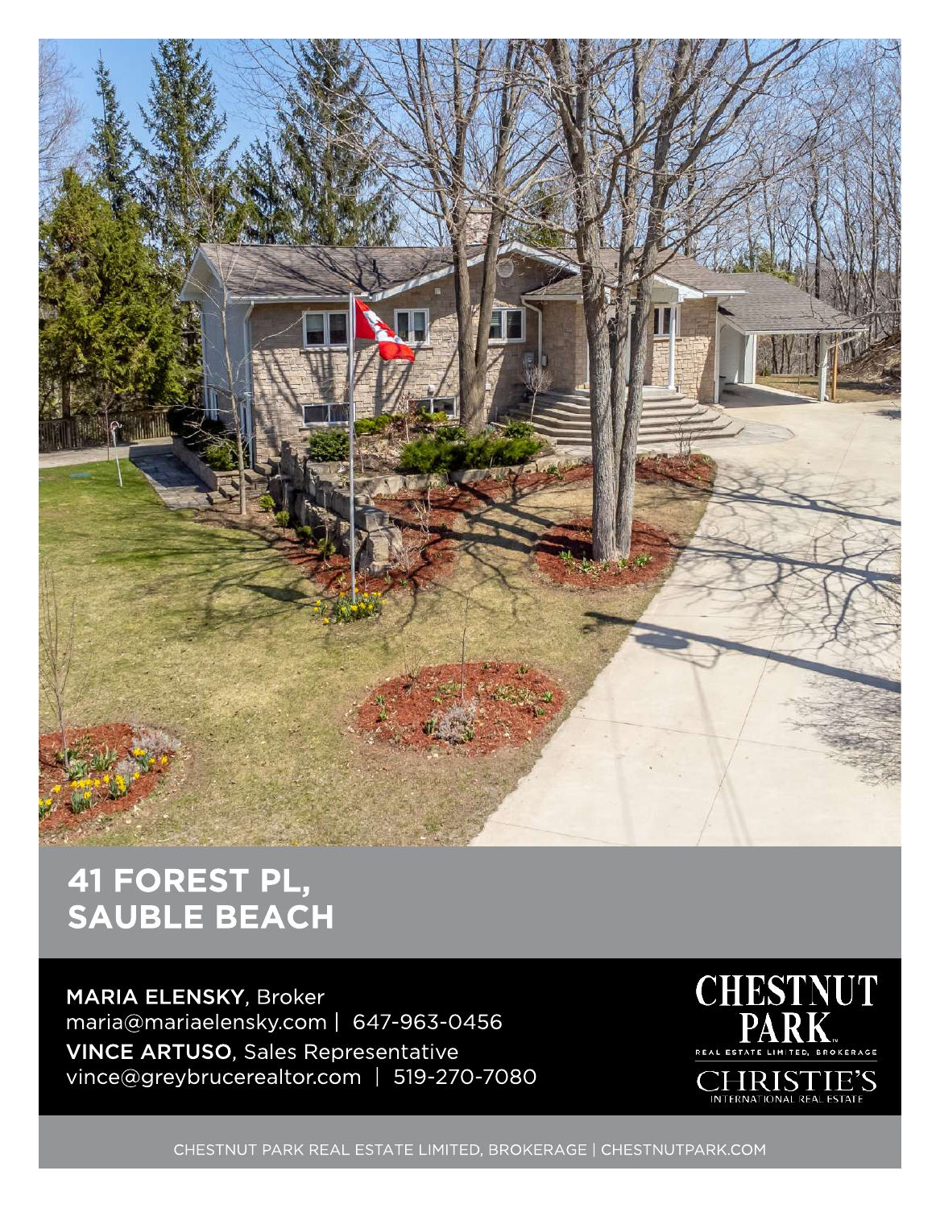# 41 FOREST PL, SAUBLE BEACH

**MARIA ELENSKY**, Broker
maria@mariaelensky.com | 647-963-0456

**VINCE ARTUSO**, Sales Representative
vince@greybrucerealtor.com | 519-270-7080

CHESTNUT PARK REAL ESTATE LIMITED, BROKERAGE

CHRISTIE'S INTERNATIONAL REAL ESTATE

CHESTNUT PARK REAL ESTATE LIMITED, BROKERAGE | CHESTNUTPARK.COM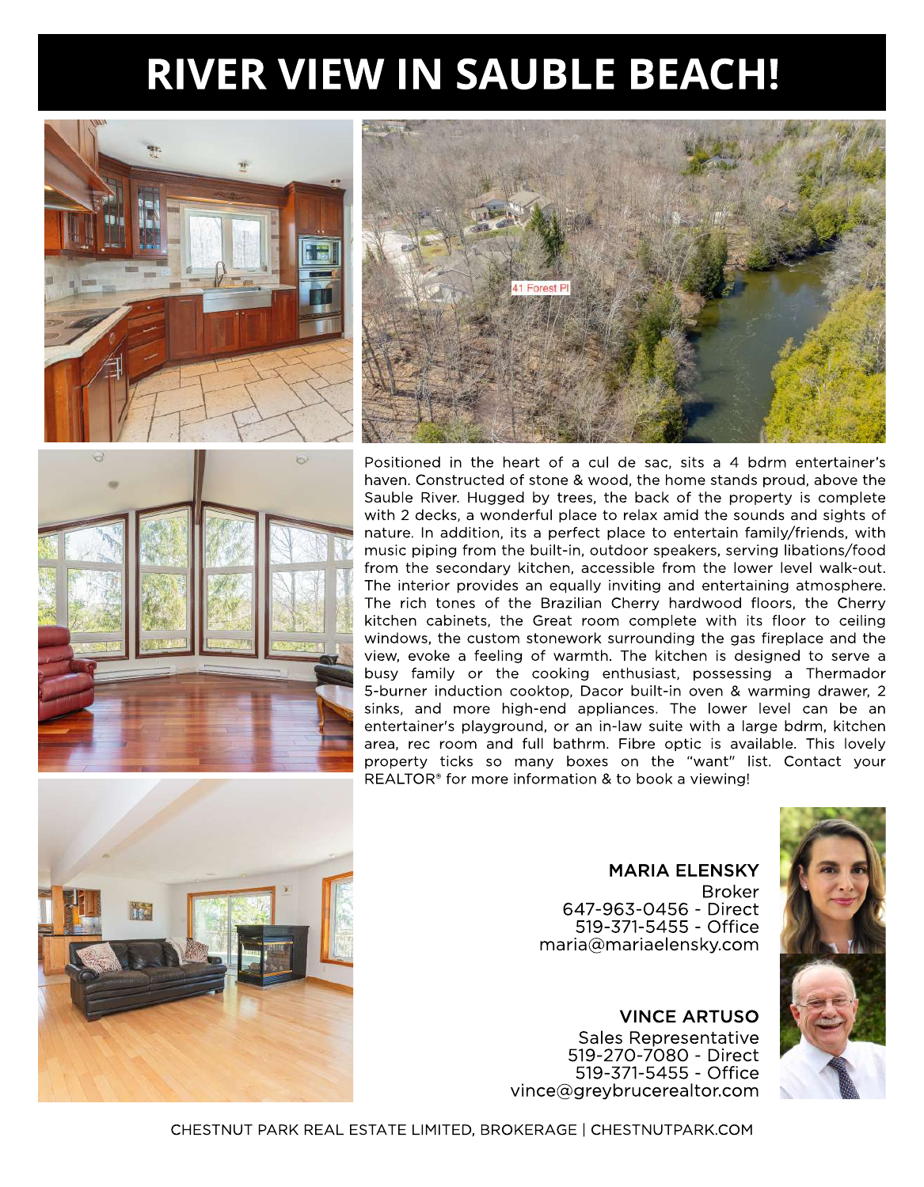# RIVER VIEW IN SAUBLE BEACH!

Positioned in the heart of a cul de sac, sits a 4 bdrm entertainer's haven. Constructed of stone & wood, the home stands proud, above the Sauble River. Hugged by trees, the back of the property is complete with 2 decks, a wonderful place to relax amid the sounds and sights of nature. In addition, its a perfect place to entertain family/friends, with music piping from the built-in, outdoor speakers, serving libations/food from the secondary kitchen, accessible from the lower level walk-out. The interior provides an equally inviting and entertaining atmosphere. The rich tones of the Brazilian Cherry hardwood floors, the Cherry kitchen cabinets, the Great room complete with its floor to ceiling windows, the custom stonework surrounding the gas fireplace and the view, evoke a feeling of warmth. The kitchen is designed to serve a busy family or the cooking enthusiast, possessing a Thermador 5-burner induction cooktop, Dacor built-in oven & warming drawer, 2 sinks, and more high-end appliances. The lower level can be an entertainer's playground, or an in-law suite with a large bdrm, kitchen area, rec room and full bathrm. Fibre optic is available. This lovely property ticks so many boxes on the "want" list. Contact your REALTOR® for more information & to book a viewing!

**MARIA ELENSKY**
Broker
647-963-0456 - Direct
519-371-5455 - Office
maria@mariaelensky.com

**VINCE ARTUSO**
Sales Representative
519-270-7080 - Direct
519-371-5455 - Office
vince@greybrucerealtor.com

CHESTNUT PARK REAL ESTATE LIMITED, BROKERAGE | CHESTNUTPARK.COM